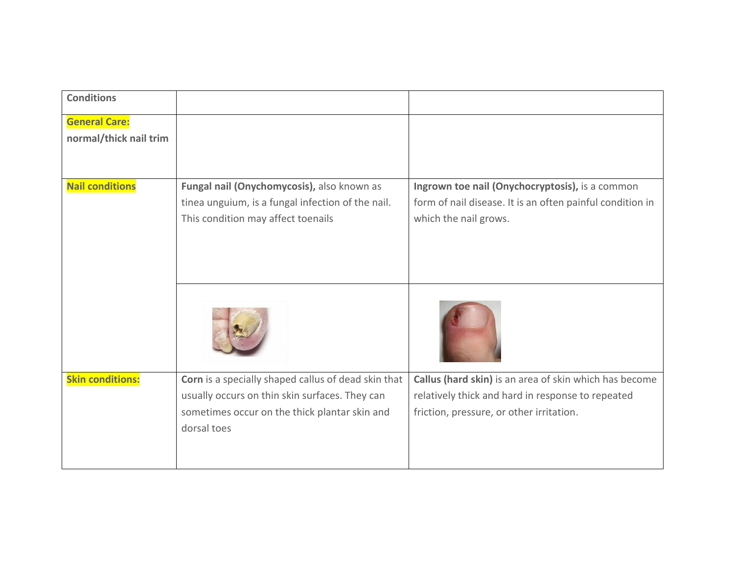| Conditions | | |
|---|---|---|
| **General Care:** **normal/thick nail trim** | | |
| **Nail conditions** | **Fungal nail (Onychomycosis),** also known as tinea unguium, is a fungal infection of the nail. This condition may affect toenails | **Ingrown toe nail (Onychocryptosis),** is a common form of nail disease. It is an often painful condition in which the nail grows. |
| | | |
| **Skin conditions:** | **Corn** is a specially shaped callus of dead skin that usually occurs on thin skin surfaces. They can sometimes occur on the thick plantar skin and dorsal toes | **Callus (hard skin)** is an area of skin which has become relatively thick and hard in response to repeated friction, pressure, or other irritation. |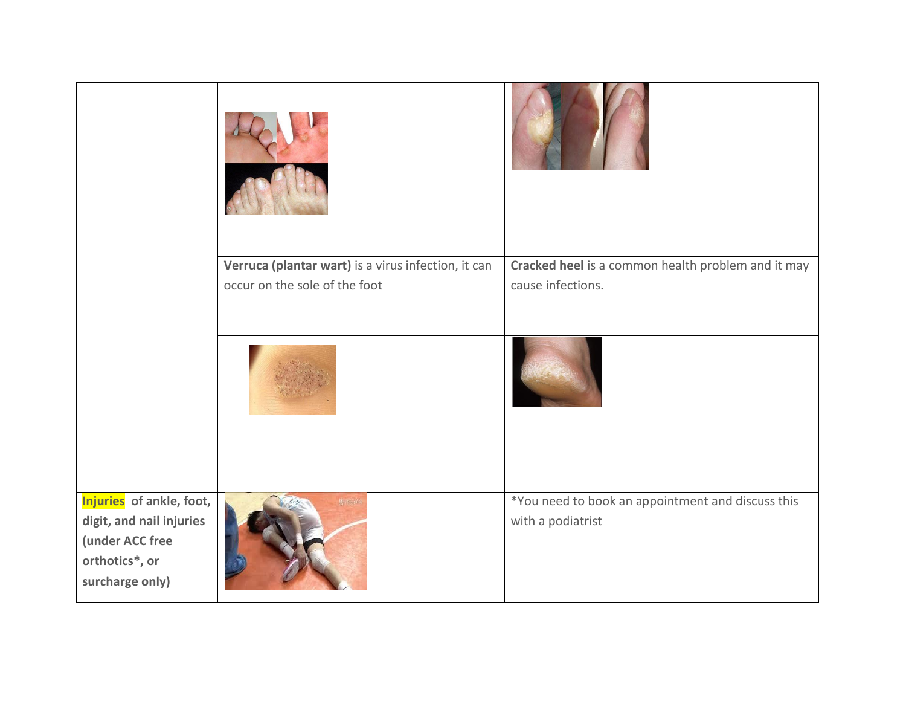| | | |
|---|---|---|
| | | |
| | **Verruca (plantar wart)** is a virus infection, it can occur on the sole of the foot | **Cracked heel** is a common health problem and it may cause infections. |
| | | |
| **Injuries** of ankle, foot, digit, and nail injuries (under ACC free orthotics*, or surcharge only) | | *You need to book an appointment and discuss this with a podiatrist |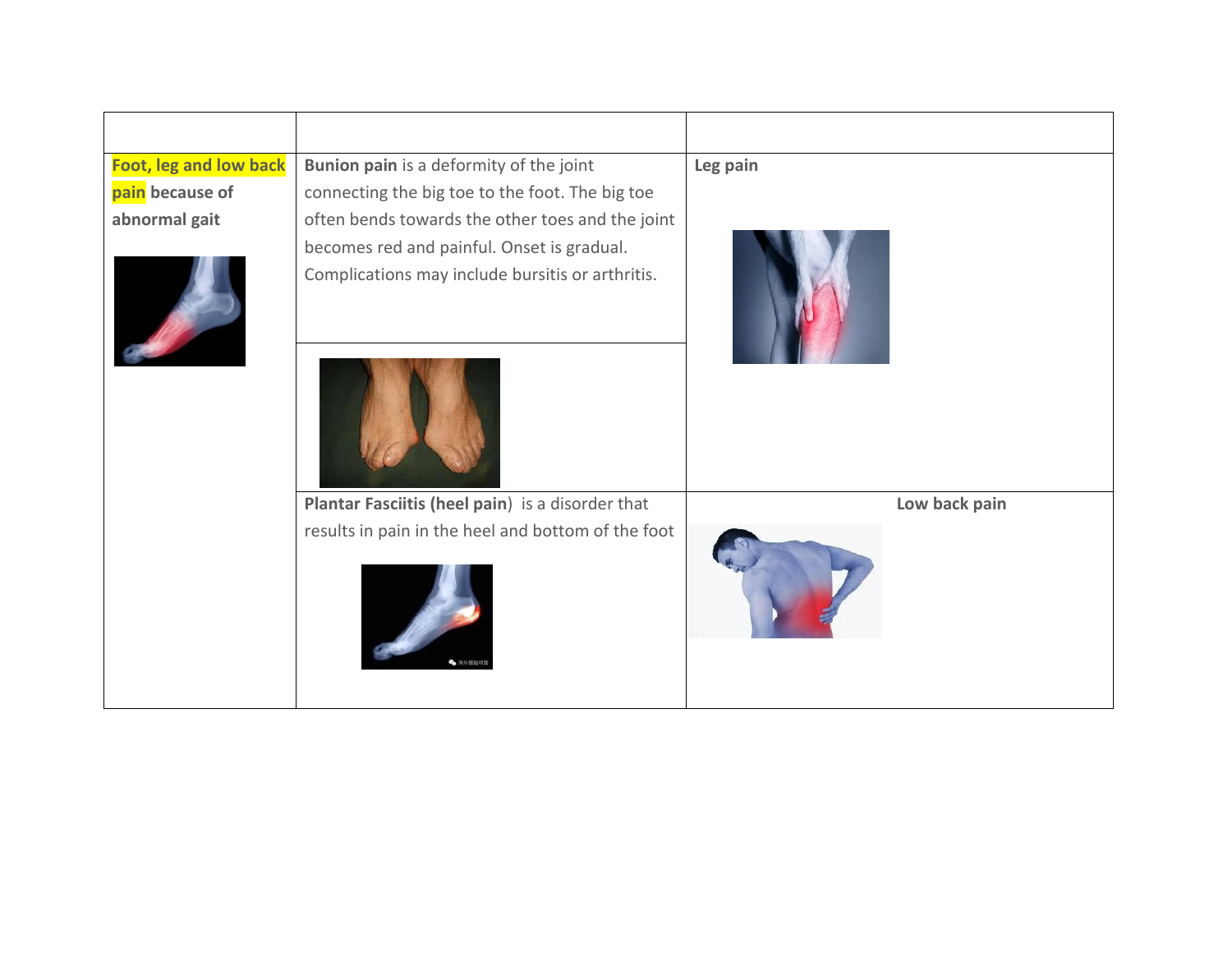| | | |
|---|---|---|
| **Foot, leg and low back pain because of abnormal gait** | **Bunion pain** is a deformity of the joint connecting the big toe to the foot. The big toe often bends towards the other toes and the joint becomes red and painful. Onset is gradual. Complications may include bursitis or arthritis. | **Leg pain** |
| | **Plantar Fasciitis (heel pain)** is a disorder that results in pain in the heel and bottom of the foot | **Low back pain** |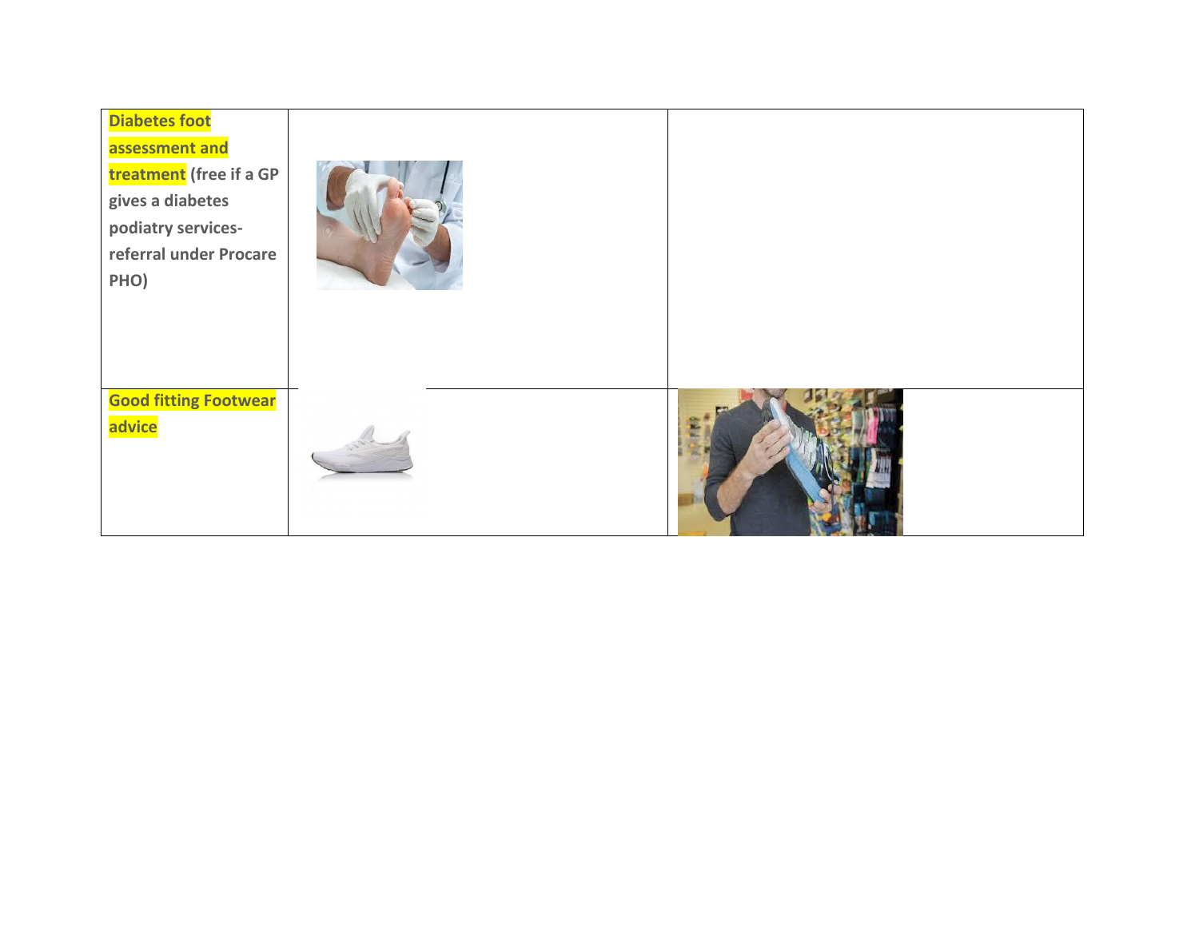| | | |
|---|---|---|
| **Diabetes foot assessment and treatment (free if a GP gives a diabetes podiatry services-referral under Procare PHO)** | | |
| **Good fitting Footwear advice** | | |